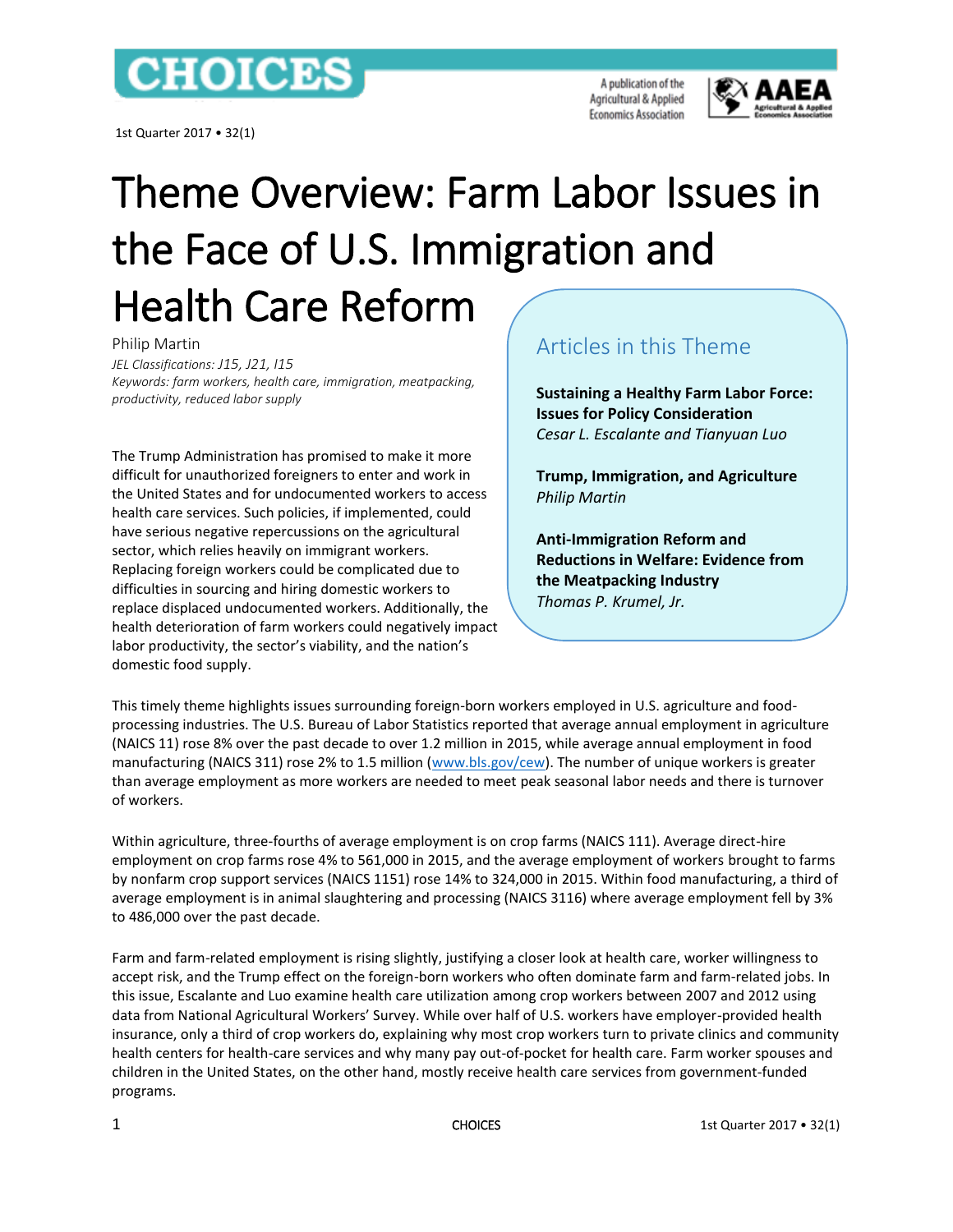# Theme Overview: Farm Labor Issues in the Face of U.S. Immigration and Health Care Reform

Philip Martin

*JEL Classifications: J15, J21, I15*

*Keywords: farm workers, health care, immigration, meatpacking, productivity, reduced labor supply*

The Trump Administration has promised to make it more difficult for unauthorized foreigners to enter and work in the United States and for undocumented workers to access health care services. Such policies, if implemented, could have serious negative repercussions on the agricultural sector, which relies heavily on immigrant workers. Replacing foreign workers could be complicated due to difficulties in sourcing and hiring domestic workers to replace displaced undocumented workers. Additionally, the health deterioration of farm workers could negatively impact labor productivity, the sector's viability, and the nation's domestic food supply.

## Articles in this Theme

**Sustaining a Healthy Farm Labor Force: Issues for Policy Consideration**
*Cesar L. Escalante and Tianyuan Luo*

**Trump, Immigration, and Agriculture**
*Philip Martin*

**Anti-Immigration Reform and Reductions in Welfare: Evidence from the Meatpacking Industry**
*Thomas P. Krumel, Jr.*

This timely theme highlights issues surrounding foreign-born workers employed in U.S. agriculture and food-processing industries. The U.S. Bureau of Labor Statistics reported that average annual employment in agriculture (NAICS 11) rose 8% over the past decade to over 1.2 million in 2015, while average annual employment in food manufacturing (NAICS 311) rose 2% to 1.5 million (www.bls.gov/cew). The number of unique workers is greater than average employment as more workers are needed to meet peak seasonal labor needs and there is turnover of workers.

Within agriculture, three-fourths of average employment is on crop farms (NAICS 111). Average direct-hire employment on crop farms rose 4% to 561,000 in 2015, and the average employment of workers brought to farms by nonfarm crop support services (NAICS 1151) rose 14% to 324,000 in 2015. Within food manufacturing, a third of average employment is in animal slaughtering and processing (NAICS 3116) where average employment fell by 3% to 486,000 over the past decade.

Farm and farm-related employment is rising slightly, justifying a closer look at health care, worker willingness to accept risk, and the Trump effect on the foreign-born workers who often dominate farm and farm-related jobs. In this issue, Escalante and Luo examine health care utilization among crop workers between 2007 and 2012 using data from National Agricultural Workers' Survey. While over half of U.S. workers have employer-provided health insurance, only a third of crop workers do, explaining why most crop workers turn to private clinics and community health centers for health-care services and why many pay out-of-pocket for health care. Farm worker spouses and children in the United States, on the other hand, mostly receive health care services from government-funded programs.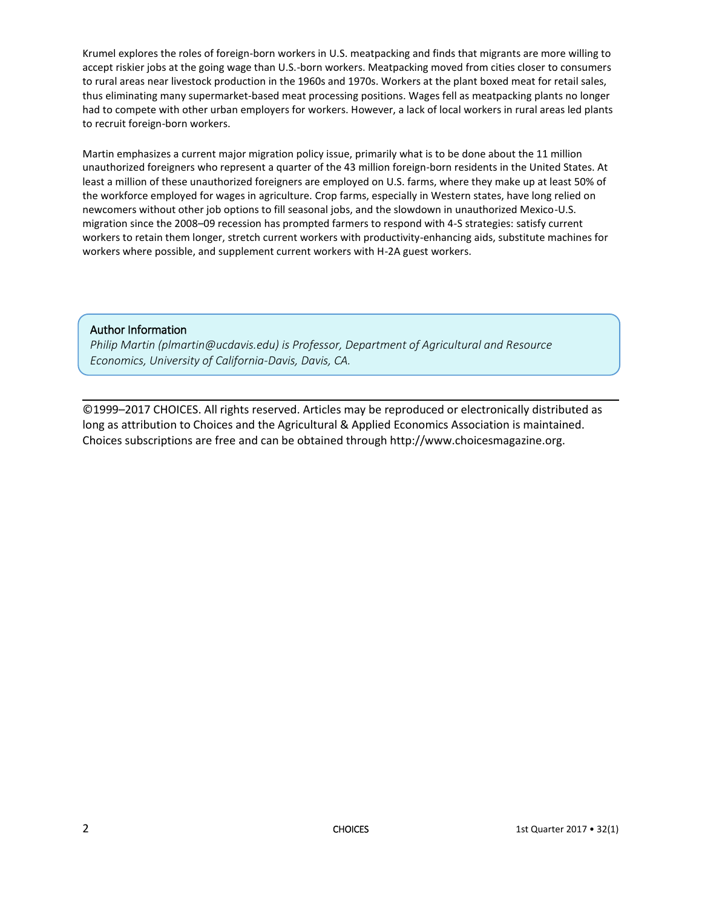Krumel explores the roles of foreign-born workers in U.S. meatpacking and finds that migrants are more willing to accept riskier jobs at the going wage than U.S.-born workers. Meatpacking moved from cities closer to consumers to rural areas near livestock production in the 1960s and 1970s. Workers at the plant boxed meat for retail sales, thus eliminating many supermarket-based meat processing positions. Wages fell as meatpacking plants no longer had to compete with other urban employers for workers. However, a lack of local workers in rural areas led plants to recruit foreign-born workers.

Martin emphasizes a current major migration policy issue, primarily what is to be done about the 11 million unauthorized foreigners who represent a quarter of the 43 million foreign-born residents in the United States. At least a million of these unauthorized foreigners are employed on U.S. farms, where they make up at least 50% of the workforce employed for wages in agriculture. Crop farms, especially in Western states, have long relied on newcomers without other job options to fill seasonal jobs, and the slowdown in unauthorized Mexico-U.S. migration since the 2008–09 recession has prompted farmers to respond with 4-S strategies: satisfy current workers to retain them longer, stretch current workers with productivity-enhancing aids, substitute machines for workers where possible, and supplement current workers with H-2A guest workers.

**Author Information**

*Philip Martin (plmartin@ucdavis.edu) is Professor, Department of Agricultural and Resource Economics, University of California-Davis, Davis, CA.*

---

©1999–2017 CHOICES. All rights reserved. Articles may be reproduced or electronically distributed as long as attribution to Choices and the Agricultural & Applied Economics Association is maintained. Choices subscriptions are free and can be obtained through http://www.choicesmagazine.org.